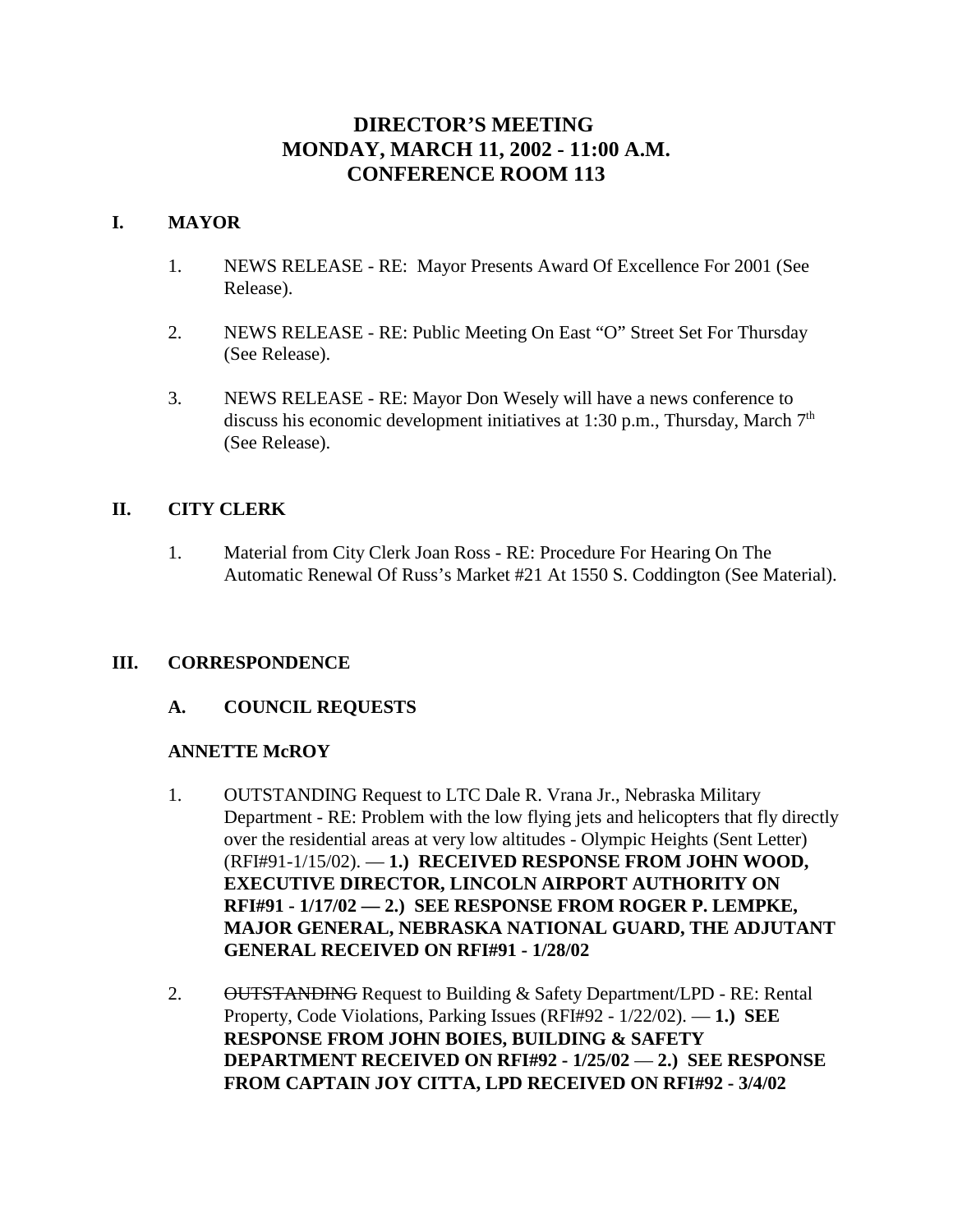# DIRECTOR'S MEETING
# MONDAY, MARCH 11, 2002 - 11:00 A.M.
# CONFERENCE ROOM 113

## I. MAYOR

1. NEWS RELEASE - RE: Mayor Presents Award Of Excellence For 2001 (See Release).

2. NEWS RELEASE - RE: Public Meeting On East "O" Street Set For Thursday (See Release).

3. NEWS RELEASE - RE: Mayor Don Wesely will have a news conference to discuss his economic development initiatives at 1:30 p.m., Thursday, March 7th (See Release).

## II. CITY CLERK

1. Material from City Clerk Joan Ross - RE: Procedure For Hearing On The Automatic Renewal Of Russ's Market #21 At 1550 S. Coddington (See Material).

## III. CORRESPONDENCE

### A. COUNCIL REQUESTS

**ANNETTE McROY**

1. OUTSTANDING Request to LTC Dale R. Vrana Jr., Nebraska Military Department - RE: Problem with the low flying jets and helicopters that fly directly over the residential areas at very low altitudes - Olympic Heights (Sent Letter) (RFI#91-1/15/02). — **1.) RECEIVED RESPONSE FROM JOHN WOOD, EXECUTIVE DIRECTOR, LINCOLN AIRPORT AUTHORITY ON RFI#91 - 1/17/02 — 2.) SEE RESPONSE FROM ROGER P. LEMPKE, MAJOR GENERAL, NEBRASKA NATIONAL GUARD, THE ADJUTANT GENERAL RECEIVED ON RFI#91 - 1/28/02**

2. ~~OUTSTANDING~~ Request to Building & Safety Department/LPD - RE: Rental Property, Code Violations, Parking Issues (RFI#92 - 1/22/02). — **1.) SEE RESPONSE FROM JOHN BOIES, BUILDING & SAFETY DEPARTMENT RECEIVED ON RFI#92 - 1/25/02 — 2.) SEE RESPONSE FROM CAPTAIN JOY CITTA, LPD RECEIVED ON RFI#92 - 3/4/02**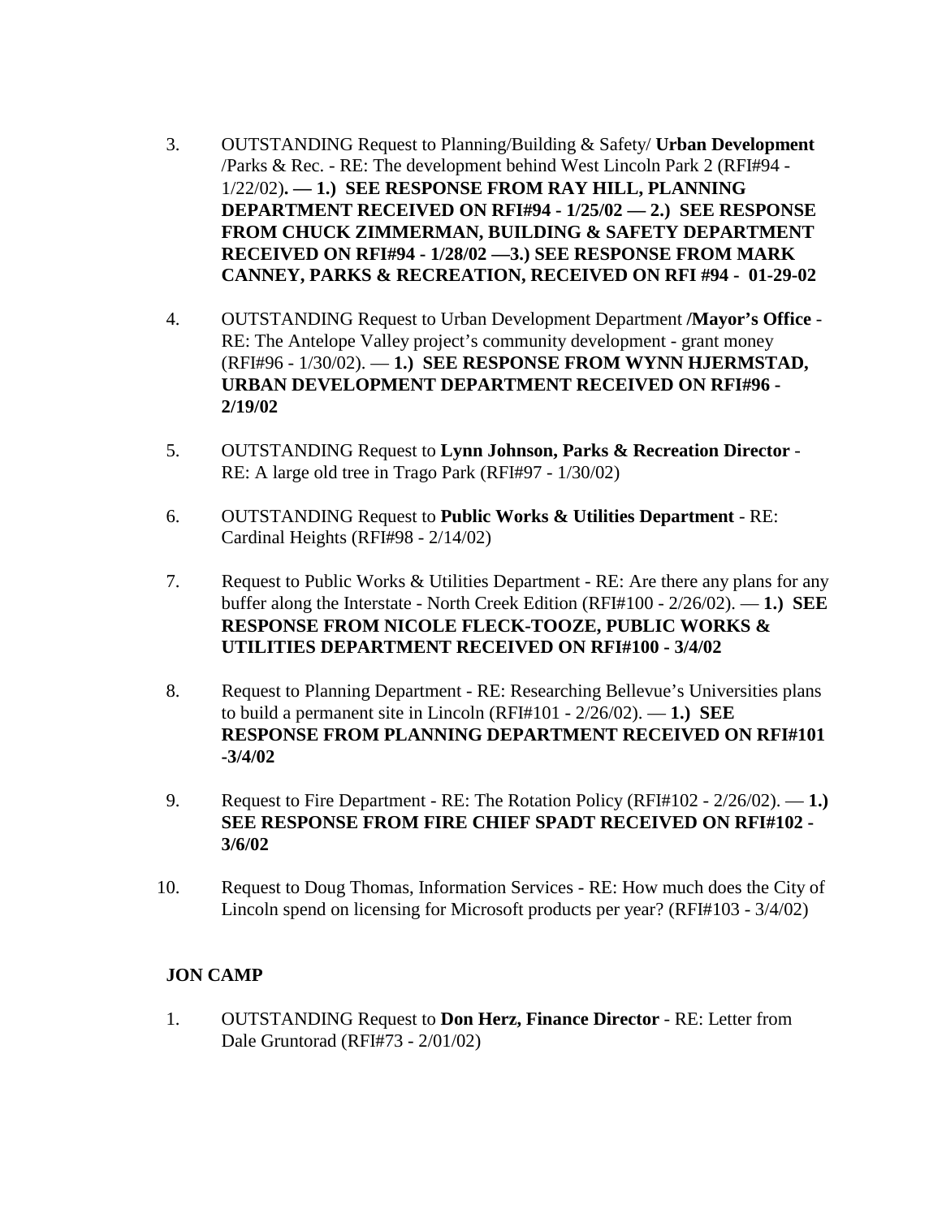3. OUTSTANDING Request to Planning/Building & Safety/ **Urban Development** /Parks & Rec. - RE: The development behind West Lincoln Park 2 (RFI#94 - 1/22/02)**. — 1.) SEE RESPONSE FROM RAY HILL, PLANNING DEPARTMENT RECEIVED ON RFI#94 - 1/25/02 — 2.) SEE RESPONSE FROM CHUCK ZIMMERMAN, BUILDING & SAFETY DEPARTMENT RECEIVED ON RFI#94 - 1/28/02 —3.) SEE RESPONSE FROM MARK CANNEY, PARKS & RECREATION, RECEIVED ON RFI #94 - 01-29-02**

4. OUTSTANDING Request to Urban Development Department **/Mayor's Office** - RE: The Antelope Valley project's community development - grant money (RFI#96 - 1/30/02). — **1.) SEE RESPONSE FROM WYNN HJERMSTAD, URBAN DEVELOPMENT DEPARTMENT RECEIVED ON RFI#96 - 2/19/02**

5. OUTSTANDING Request to **Lynn Johnson, Parks & Recreation Director** - RE: A large old tree in Trago Park (RFI#97 - 1/30/02)

6. OUTSTANDING Request to **Public Works & Utilities Department** - RE: Cardinal Heights (RFI#98 - 2/14/02)

7. Request to Public Works & Utilities Department - RE: Are there any plans for any buffer along the Interstate - North Creek Edition (RFI#100 - 2/26/02). — **1.) SEE RESPONSE FROM NICOLE FLECK-TOOZE, PUBLIC WORKS & UTILITIES DEPARTMENT RECEIVED ON RFI#100 - 3/4/02**

8. Request to Planning Department - RE: Researching Bellevue's Universities plans to build a permanent site in Lincoln (RFI#101 - 2/26/02). — **1.) SEE RESPONSE FROM PLANNING DEPARTMENT RECEIVED ON RFI#101 -3/4/02**

9. Request to Fire Department - RE: The Rotation Policy (RFI#102 - 2/26/02). — **1.) SEE RESPONSE FROM FIRE CHIEF SPADT RECEIVED ON RFI#102 - 3/6/02**

10. Request to Doug Thomas, Information Services - RE: How much does the City of Lincoln spend on licensing for Microsoft products per year? (RFI#103 - 3/4/02)

**JON CAMP**

1. OUTSTANDING Request to **Don Herz, Finance Director** - RE: Letter from Dale Gruntorad (RFI#73 - 2/01/02)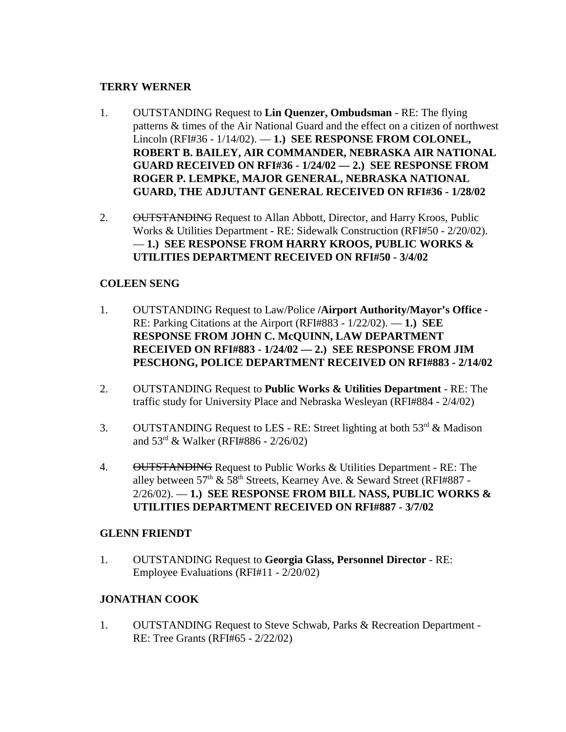## TERRY WERNER

1. OUTSTANDING Request to **Lin Quenzer, Ombudsman** - RE: The flying patterns & times of the Air National Guard and the effect on a citizen of northwest Lincoln (RFI#36 - 1/14/02). — **1.) SEE RESPONSE FROM COLONEL, ROBERT B. BAILEY, AIR COMMANDER, NEBRASKA AIR NATIONAL GUARD RECEIVED ON RFI#36 - 1/24/02 — 2.) SEE RESPONSE FROM ROGER P. LEMPKE, MAJOR GENERAL, NEBRASKA NATIONAL GUARD, THE ADJUTANT GENERAL RECEIVED ON RFI#36 - 1/28/02**

2. ~~OUTSTANDING~~ Request to Allan Abbott, Director, and Harry Kroos, Public Works & Utilities Department - RE: Sidewalk Construction (RFI#50 - 2/20/02). — **1.) SEE RESPONSE FROM HARRY KROOS, PUBLIC WORKS & UTILITIES DEPARTMENT RECEIVED ON RFI#50 - 3/4/02**

## COLEEN SENG

1. OUTSTANDING Request to Law/Police **/Airport Authority/Mayor's Office** - RE: Parking Citations at the Airport (RFI#883 - 1/22/02). — **1.) SEE RESPONSE FROM JOHN C. McQUINN, LAW DEPARTMENT RECEIVED ON RFI#883 - 1/24/02 — 2.) SEE RESPONSE FROM JIM PESCHONG, POLICE DEPARTMENT RECEIVED ON RFI#883 - 2/14/02**

2. OUTSTANDING Request to **Public Works & Utilities Department** - RE: The traffic study for University Place and Nebraska Wesleyan (RFI#884 - 2/4/02)

3. OUTSTANDING Request to LES - RE: Street lighting at both 53rd & Madison and 53rd & Walker (RFI#886 - 2/26/02)

4. ~~OUTSTANDING~~ Request to Public Works & Utilities Department - RE: The alley between 57th & 58th Streets, Kearney Ave. & Seward Street (RFI#887 - 2/26/02). — **1.) SEE RESPONSE FROM BILL NASS, PUBLIC WORKS & UTILITIES DEPARTMENT RECEIVED ON RFI#887 - 3/7/02**

## GLENN FRIENDT

1. OUTSTANDING Request to **Georgia Glass, Personnel Director** - RE: Employee Evaluations (RFI#11 - 2/20/02)

## JONATHAN COOK

1. OUTSTANDING Request to Steve Schwab, Parks & Recreation Department - RE: Tree Grants (RFI#65 - 2/22/02)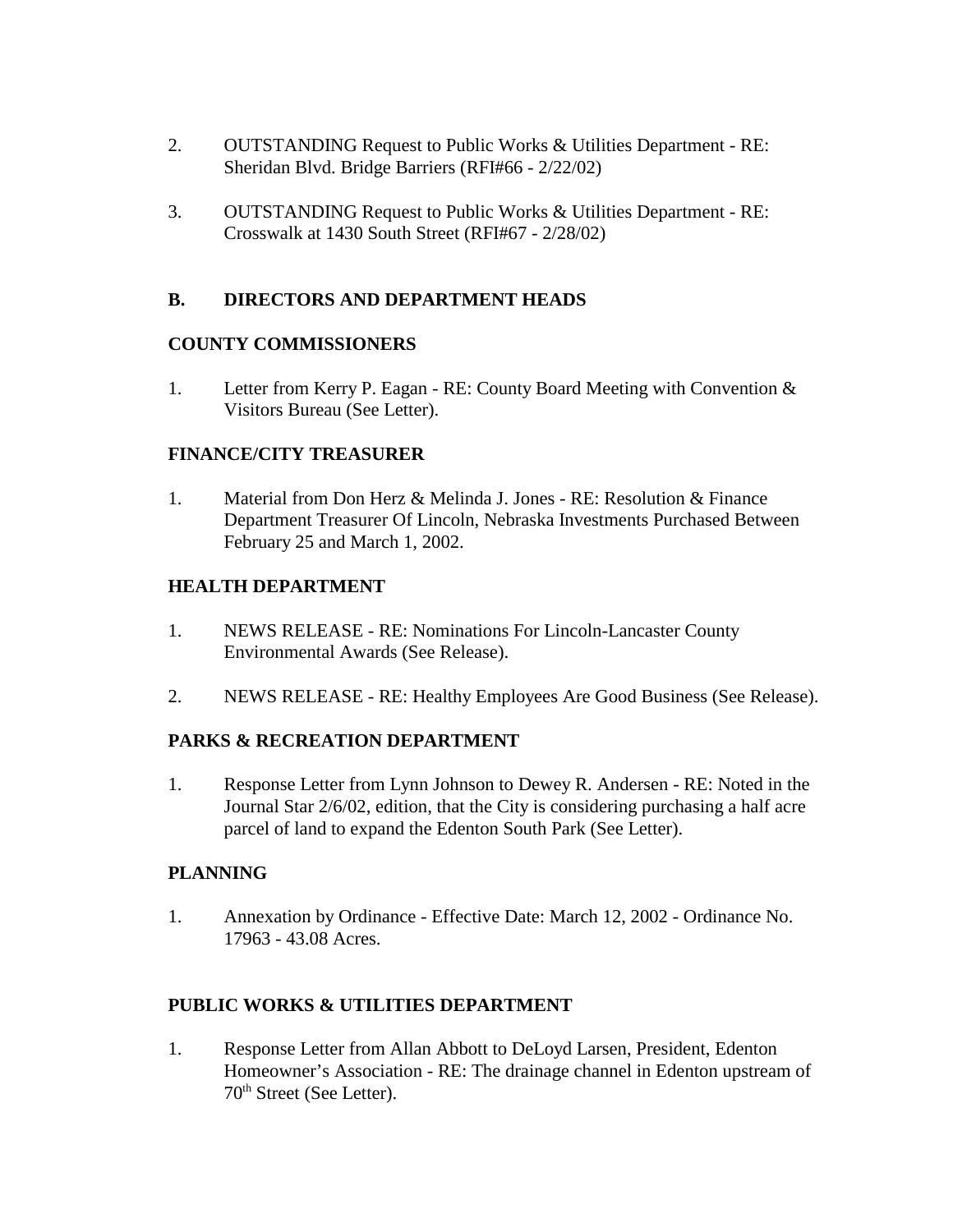2. OUTSTANDING Request to Public Works & Utilities Department - RE: Sheridan Blvd. Bridge Barriers (RFI#66 - 2/22/02)

3. OUTSTANDING Request to Public Works & Utilities Department - RE: Crosswalk at 1430 South Street (RFI#67 - 2/28/02)

**B. DIRECTORS AND DEPARTMENT HEADS**

**COUNTY COMMISSIONERS**

1. Letter from Kerry P. Eagan - RE: County Board Meeting with Convention & Visitors Bureau (See Letter).

**FINANCE/CITY TREASURER**

1. Material from Don Herz & Melinda J. Jones - RE: Resolution & Finance Department Treasurer Of Lincoln, Nebraska Investments Purchased Between February 25 and March 1, 2002.

**HEALTH DEPARTMENT**

1. NEWS RELEASE - RE: Nominations For Lincoln-Lancaster County Environmental Awards (See Release).

2. NEWS RELEASE - RE: Healthy Employees Are Good Business (See Release).

**PARKS & RECREATION DEPARTMENT**

1. Response Letter from Lynn Johnson to Dewey R. Andersen - RE: Noted in the Journal Star 2/6/02, edition, that the City is considering purchasing a half acre parcel of land to expand the Edenton South Park (See Letter).

**PLANNING**

1. Annexation by Ordinance - Effective Date: March 12, 2002 - Ordinance No. 17963 - 43.08 Acres.

**PUBLIC WORKS & UTILITIES DEPARTMENT**

1. Response Letter from Allan Abbott to DeLoyd Larsen, President, Edenton Homeowner's Association - RE: The drainage channel in Edenton upstream of 70th Street (See Letter).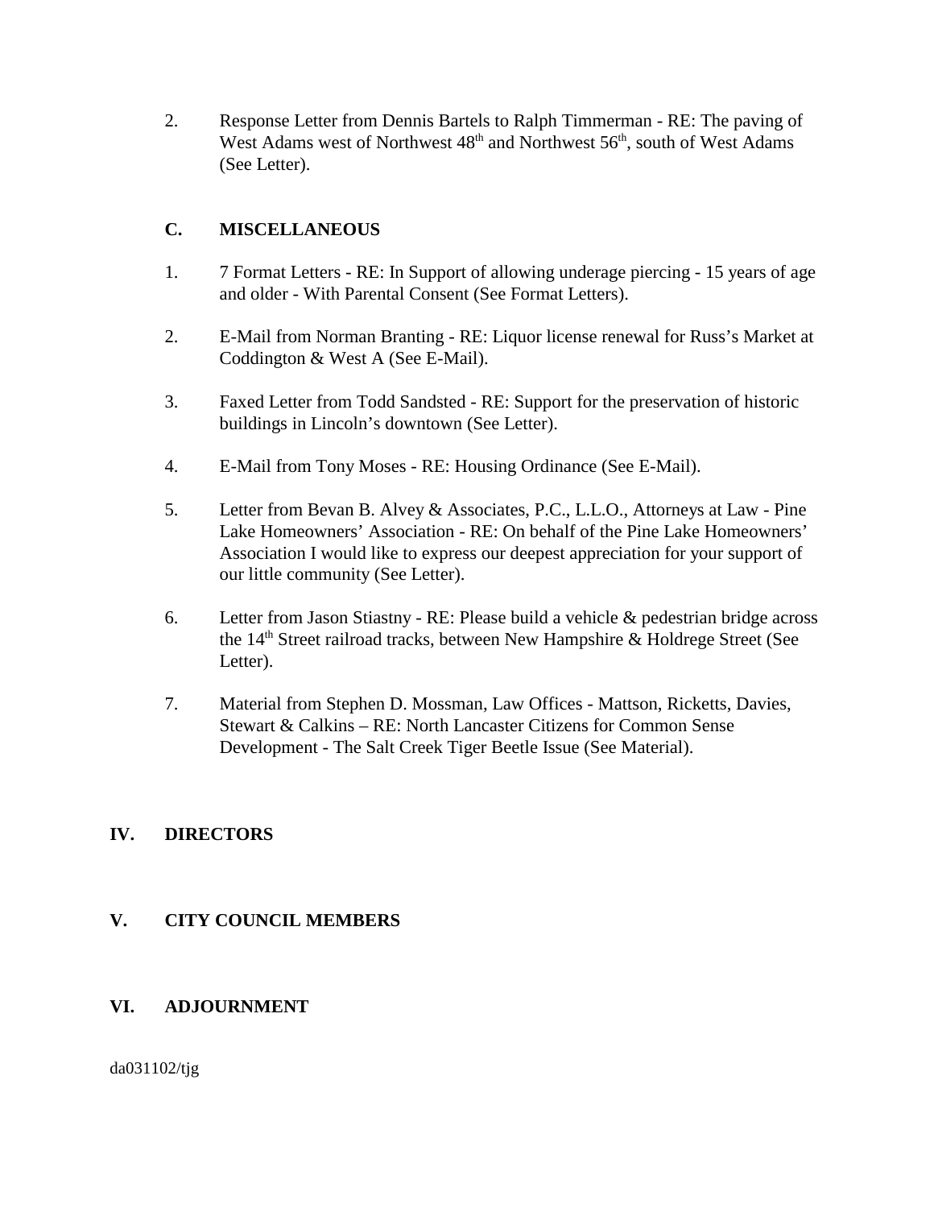2. Response Letter from Dennis Bartels to Ralph Timmerman - RE: The paving of West Adams west of Northwest 48th and Northwest 56th, south of West Adams (See Letter).

### C. MISCELLANEOUS

1. 7 Format Letters - RE: In Support of allowing underage piercing - 15 years of age and older - With Parental Consent (See Format Letters).

2. E-Mail from Norman Branting - RE: Liquor license renewal for Russ's Market at Coddington & West A (See E-Mail).

3. Faxed Letter from Todd Sandsted - RE: Support for the preservation of historic buildings in Lincoln's downtown (See Letter).

4. E-Mail from Tony Moses - RE: Housing Ordinance (See E-Mail).

5. Letter from Bevan B. Alvey & Associates, P.C., L.L.O., Attorneys at Law - Pine Lake Homeowners' Association - RE: On behalf of the Pine Lake Homeowners' Association I would like to express our deepest appreciation for your support of our little community (See Letter).

6. Letter from Jason Stiastny - RE: Please build a vehicle & pedestrian bridge across the 14th Street railroad tracks, between New Hampshire & Holdrege Street (See Letter).

7. Material from Stephen D. Mossman, Law Offices - Mattson, Ricketts, Davies, Stewart & Calkins – RE: North Lancaster Citizens for Common Sense Development - The Salt Creek Tiger Beetle Issue (See Material).

## IV. DIRECTORS

## V. CITY COUNCIL MEMBERS

## VI. ADJOURNMENT

da031102/tjg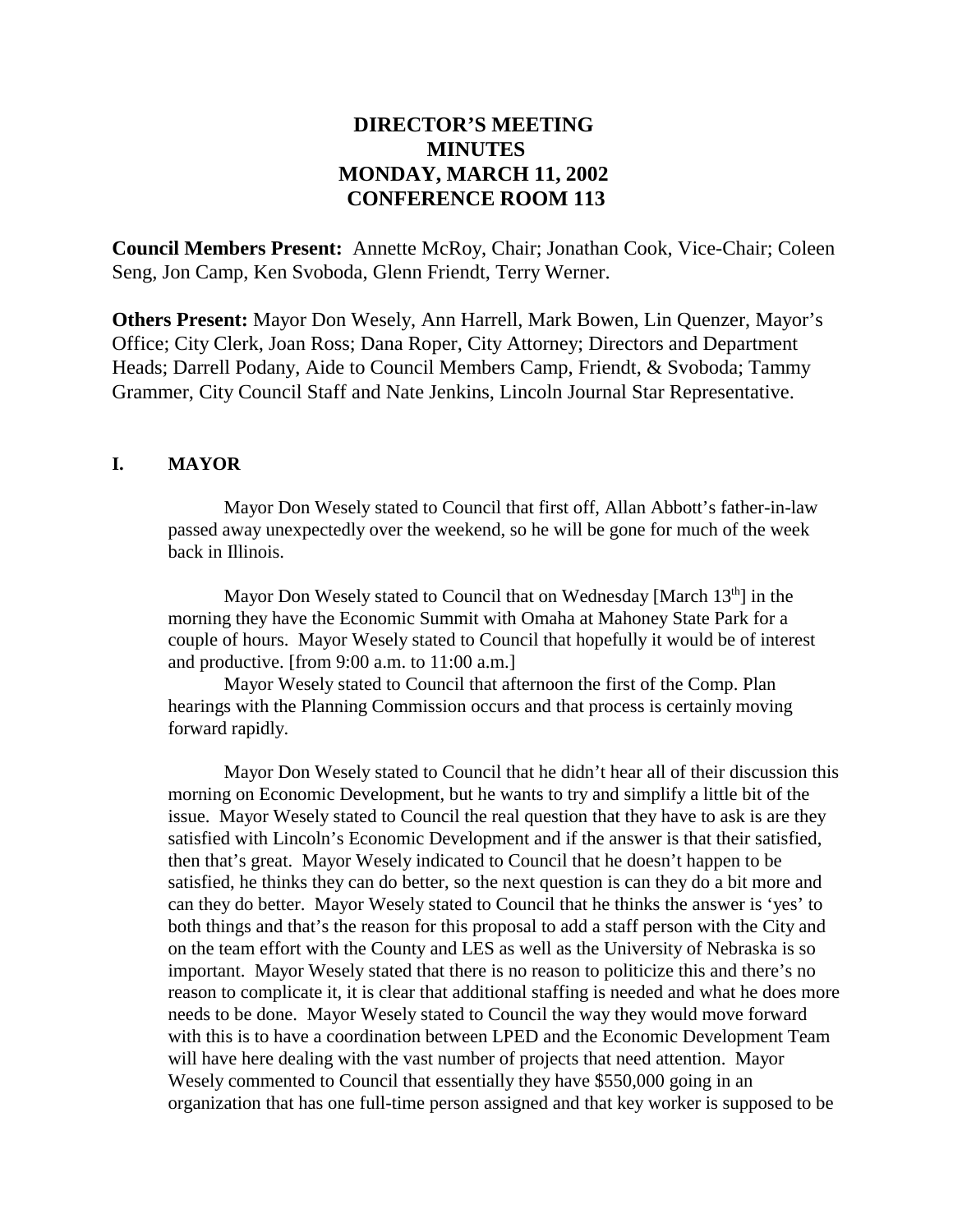# DIRECTOR'S MEETING MINUTES MONDAY, MARCH 11, 2002 CONFERENCE ROOM 113

**Council Members Present:** Annette McRoy, Chair; Jonathan Cook, Vice-Chair; Coleen Seng, Jon Camp, Ken Svoboda, Glenn Friendt, Terry Werner.

**Others Present:** Mayor Don Wesely, Ann Harrell, Mark Bowen, Lin Quenzer, Mayor's Office; City Clerk, Joan Ross; Dana Roper, City Attorney; Directors and Department Heads; Darrell Podany, Aide to Council Members Camp, Friendt, & Svoboda; Tammy Grammer, City Council Staff and Nate Jenkins, Lincoln Journal Star Representative.

## I. MAYOR

Mayor Don Wesely stated to Council that first off, Allan Abbott's father-in-law passed away unexpectedly over the weekend, so he will be gone for much of the week back in Illinois.

Mayor Don Wesely stated to Council that on Wednesday [March 13th] in the morning they have the Economic Summit with Omaha at Mahoney State Park for a couple of hours. Mayor Wesely stated to Council that hopefully it would be of interest and productive. [from 9:00 a.m. to 11:00 a.m.]

Mayor Wesely stated to Council that afternoon the first of the Comp. Plan hearings with the Planning Commission occurs and that process is certainly moving forward rapidly.

Mayor Don Wesely stated to Council that he didn't hear all of their discussion this morning on Economic Development, but he wants to try and simplify a little bit of the issue. Mayor Wesely stated to Council the real question that they have to ask is are they satisfied with Lincoln's Economic Development and if the answer is that their satisfied, then that's great. Mayor Wesely indicated to Council that he doesn't happen to be satisfied, he thinks they can do better, so the next question is can they do a bit more and can they do better. Mayor Wesely stated to Council that he thinks the answer is 'yes' to both things and that's the reason for this proposal to add a staff person with the City and on the team effort with the County and LES as well as the University of Nebraska is so important. Mayor Wesely stated that there is no reason to politicize this and there's no reason to complicate it, it is clear that additional staffing is needed and what he does more needs to be done. Mayor Wesely stated to Council the way they would move forward with this is to have a coordination between LPED and the Economic Development Team will have here dealing with the vast number of projects that need attention. Mayor Wesely commented to Council that essentially they have $550,000 going in an organization that has one full-time person assigned and that key worker is supposed to be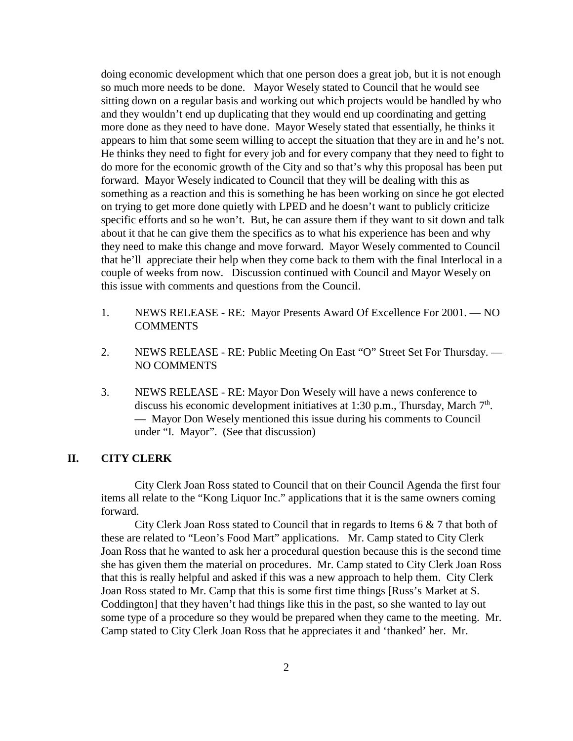doing economic development which that one person does a great job, but it is not enough so much more needs to be done. Mayor Wesely stated to Council that he would see sitting down on a regular basis and working out which projects would be handled by who and they wouldn't end up duplicating that they would end up coordinating and getting more done as they need to have done. Mayor Wesely stated that essentially, he thinks it appears to him that some seem willing to accept the situation that they are in and he's not. He thinks they need to fight for every job and for every company that they need to fight to do more for the economic growth of the City and so that's why this proposal has been put forward. Mayor Wesely indicated to Council that they will be dealing with this as something as a reaction and this is something he has been working on since he got elected on trying to get more done quietly with LPED and he doesn't want to publicly criticize specific efforts and so he won't. But, he can assure them if they want to sit down and talk about it that he can give them the specifics as to what his experience has been and why they need to make this change and move forward. Mayor Wesely commented to Council that he'll appreciate their help when they come back to them with the final Interlocal in a couple of weeks from now. Discussion continued with Council and Mayor Wesely on this issue with comments and questions from the Council.

1. NEWS RELEASE - RE: Mayor Presents Award Of Excellence For 2001. — NO COMMENTS

2. NEWS RELEASE - RE: Public Meeting On East "O" Street Set For Thursday. — NO COMMENTS

3. NEWS RELEASE - RE: Mayor Don Wesely will have a news conference to discuss his economic development initiatives at 1:30 p.m., Thursday, March 7th. — Mayor Don Wesely mentioned this issue during his comments to Council under "I. Mayor". (See that discussion)

## II. CITY CLERK

City Clerk Joan Ross stated to Council that on their Council Agenda the first four items all relate to the "Kong Liquor Inc." applications that it is the same owners coming forward.

City Clerk Joan Ross stated to Council that in regards to Items 6 & 7 that both of these are related to "Leon's Food Mart" applications. Mr. Camp stated to City Clerk Joan Ross that he wanted to ask her a procedural question because this is the second time she has given them the material on procedures. Mr. Camp stated to City Clerk Joan Ross that this is really helpful and asked if this was a new approach to help them. City Clerk Joan Ross stated to Mr. Camp that this is some first time things [Russ's Market at S. Coddington] that they haven't had things like this in the past, so she wanted to lay out some type of a procedure so they would be prepared when they came to the meeting. Mr. Camp stated to City Clerk Joan Ross that he appreciates it and 'thanked' her. Mr.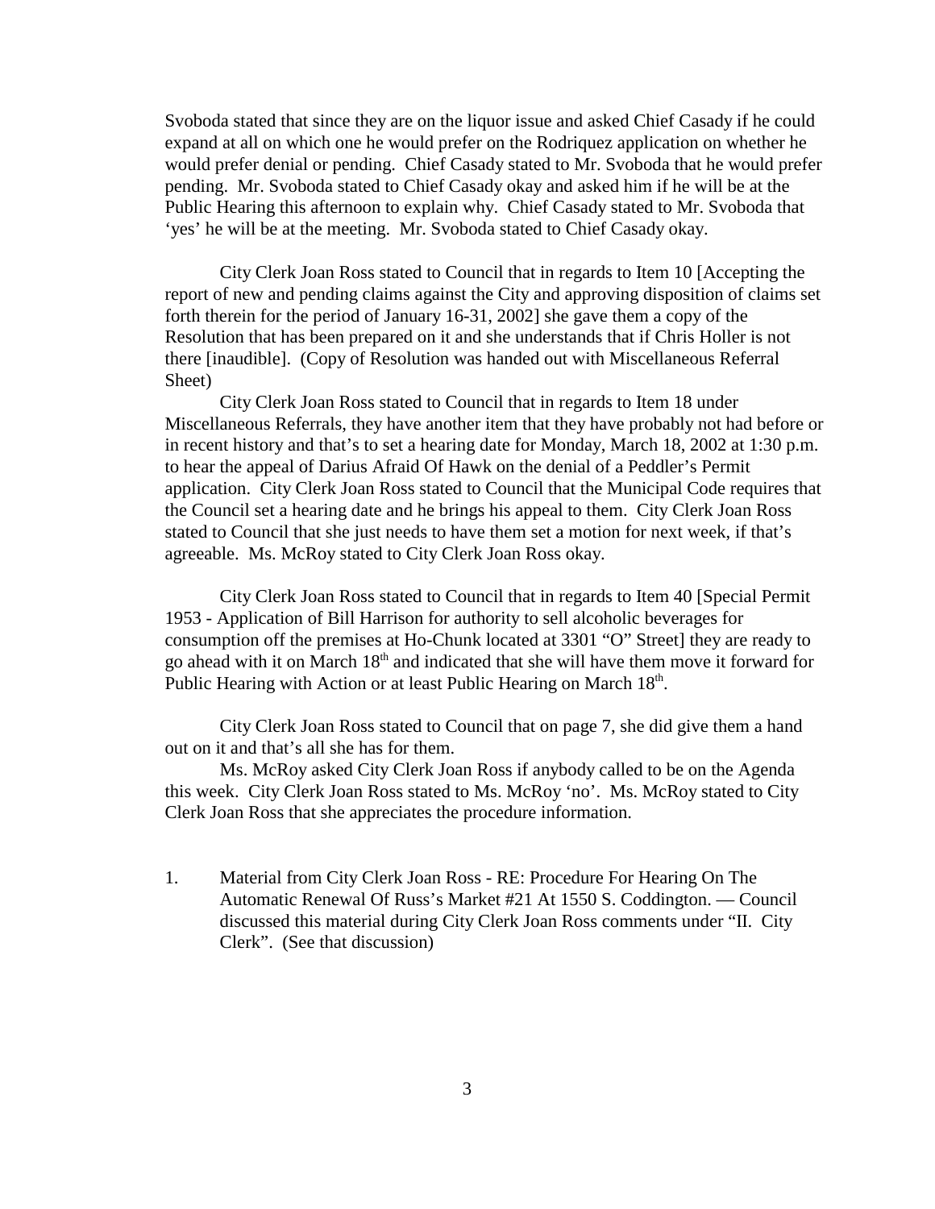Svoboda stated that since they are on the liquor issue and asked Chief Casady if he could expand at all on which one he would prefer on the Rodriquez application on whether he would prefer denial or pending. Chief Casady stated to Mr. Svoboda that he would prefer pending. Mr. Svoboda stated to Chief Casady okay and asked him if he will be at the Public Hearing this afternoon to explain why. Chief Casady stated to Mr. Svoboda that 'yes' he will be at the meeting. Mr. Svoboda stated to Chief Casady okay.

City Clerk Joan Ross stated to Council that in regards to Item 10 [Accepting the report of new and pending claims against the City and approving disposition of claims set forth therein for the period of January 16-31, 2002] she gave them a copy of the Resolution that has been prepared on it and she understands that if Chris Holler is not there [inaudible]. (Copy of Resolution was handed out with Miscellaneous Referral Sheet)

City Clerk Joan Ross stated to Council that in regards to Item 18 under Miscellaneous Referrals, they have another item that they have probably not had before or in recent history and that's to set a hearing date for Monday, March 18, 2002 at 1:30 p.m. to hear the appeal of Darius Afraid Of Hawk on the denial of a Peddler's Permit application. City Clerk Joan Ross stated to Council that the Municipal Code requires that the Council set a hearing date and he brings his appeal to them. City Clerk Joan Ross stated to Council that she just needs to have them set a motion for next week, if that's agreeable. Ms. McRoy stated to City Clerk Joan Ross okay.

City Clerk Joan Ross stated to Council that in regards to Item 40 [Special Permit 1953 - Application of Bill Harrison for authority to sell alcoholic beverages for consumption off the premises at Ho-Chunk located at 3301 "O" Street] they are ready to go ahead with it on March 18th and indicated that she will have them move it forward for Public Hearing with Action or at least Public Hearing on March 18th.

City Clerk Joan Ross stated to Council that on page 7, she did give them a hand out on it and that's all she has for them.

Ms. McRoy asked City Clerk Joan Ross if anybody called to be on the Agenda this week. City Clerk Joan Ross stated to Ms. McRoy 'no'. Ms. McRoy stated to City Clerk Joan Ross that she appreciates the procedure information.

1. Material from City Clerk Joan Ross - RE: Procedure For Hearing On The Automatic Renewal Of Russ's Market #21 At 1550 S. Coddington. — Council discussed this material during City Clerk Joan Ross comments under "II. City Clerk". (See that discussion)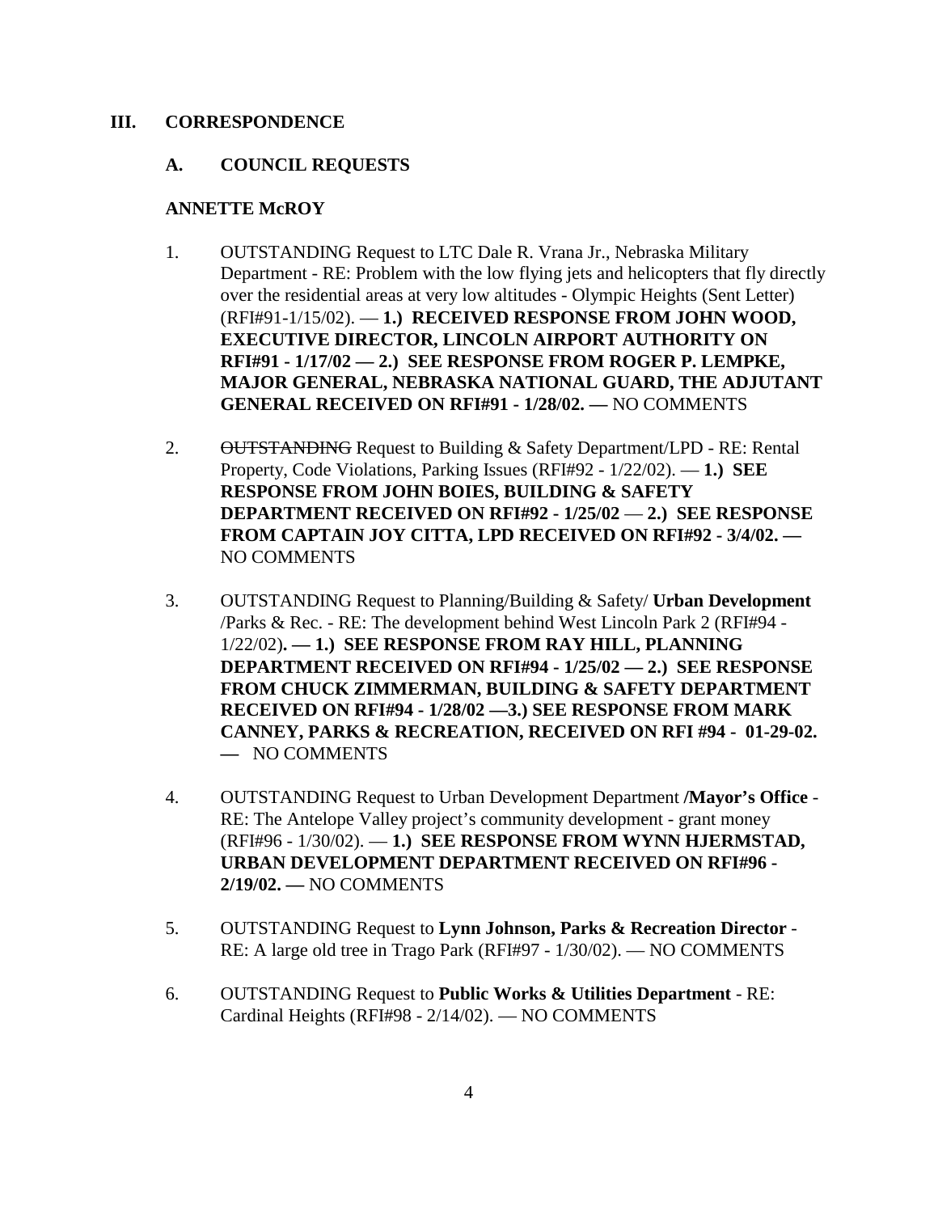## III. CORRESPONDENCE

### A. COUNCIL REQUESTS

**ANNETTE McROY**

1. OUTSTANDING Request to LTC Dale R. Vrana Jr., Nebraska Military Department - RE: Problem with the low flying jets and helicopters that fly directly over the residential areas at very low altitudes - Olympic Heights (Sent Letter) (RFI#91-1/15/02). — **1.) RECEIVED RESPONSE FROM JOHN WOOD, EXECUTIVE DIRECTOR, LINCOLN AIRPORT AUTHORITY ON RFI#91 - 1/17/02 — 2.) SEE RESPONSE FROM ROGER P. LEMPKE, MAJOR GENERAL, NEBRASKA NATIONAL GUARD, THE ADJUTANT GENERAL RECEIVED ON RFI#91 - 1/28/02. —** NO COMMENTS

2. ~~OUTSTANDING~~ Request to Building & Safety Department/LPD - RE: Rental Property, Code Violations, Parking Issues (RFI#92 - 1/22/02). — **1.) SEE RESPONSE FROM JOHN BOIES, BUILDING & SAFETY DEPARTMENT RECEIVED ON RFI#92 - 1/25/02** — **2.) SEE RESPONSE FROM CAPTAIN JOY CITTA, LPD RECEIVED ON RFI#92 - 3/4/02. —** NO COMMENTS

3. OUTSTANDING Request to Planning/Building & Safety/ **Urban Development** /Parks & Rec. - RE: The development behind West Lincoln Park 2 (RFI#94 - 1/22/02)**. — 1.) SEE RESPONSE FROM RAY HILL, PLANNING DEPARTMENT RECEIVED ON RFI#94 - 1/25/02 — 2.) SEE RESPONSE FROM CHUCK ZIMMERMAN, BUILDING & SAFETY DEPARTMENT RECEIVED ON RFI#94 - 1/28/02 —3.) SEE RESPONSE FROM MARK CANNEY, PARKS & RECREATION, RECEIVED ON RFI #94 - 01-29-02. —** NO COMMENTS

4. OUTSTANDING Request to Urban Development Department **/Mayor's Office** - RE: The Antelope Valley project's community development - grant money (RFI#96 - 1/30/02). — **1.) SEE RESPONSE FROM WYNN HJERMSTAD, URBAN DEVELOPMENT DEPARTMENT RECEIVED ON RFI#96 - 2/19/02. —** NO COMMENTS

5. OUTSTANDING Request to **Lynn Johnson, Parks & Recreation Director** - RE: A large old tree in Trago Park (RFI#97 - 1/30/02). — NO COMMENTS

6. OUTSTANDING Request to **Public Works & Utilities Department** - RE: Cardinal Heights (RFI#98 - 2/14/02). — NO COMMENTS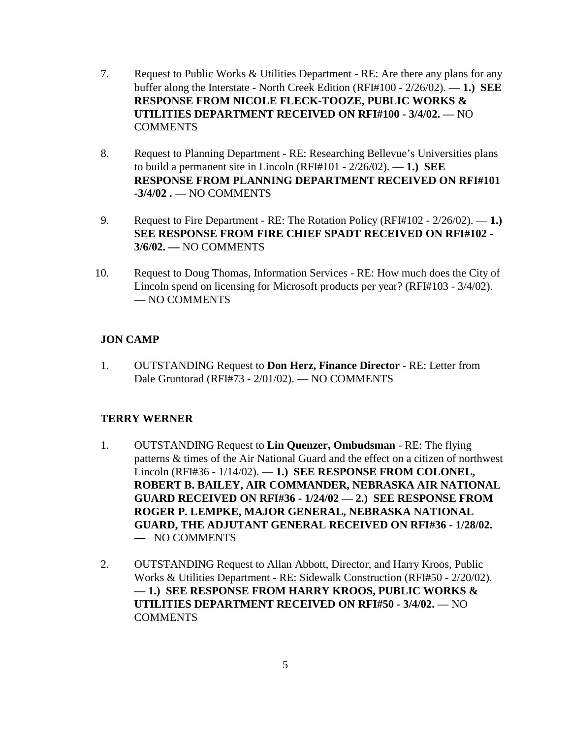7. Request to Public Works & Utilities Department - RE: Are there any plans for any buffer along the Interstate - North Creek Edition (RFI#100 - 2/26/02). — **1.) SEE RESPONSE FROM NICOLE FLECK-TOOZE, PUBLIC WORKS & UTILITIES DEPARTMENT RECEIVED ON RFI#100 - 3/4/02. —** NO COMMENTS

8. Request to Planning Department - RE: Researching Bellevue's Universities plans to build a permanent site in Lincoln (RFI#101 - 2/26/02). — **1.) SEE RESPONSE FROM PLANNING DEPARTMENT RECEIVED ON RFI#101 -3/4/02 . —** NO COMMENTS

9. Request to Fire Department - RE: The Rotation Policy (RFI#102 - 2/26/02). — **1.) SEE RESPONSE FROM FIRE CHIEF SPADT RECEIVED ON RFI#102 - 3/6/02. —** NO COMMENTS

10. Request to Doug Thomas, Information Services - RE: How much does the City of Lincoln spend on licensing for Microsoft products per year? (RFI#103 - 3/4/02). — NO COMMENTS

**JON CAMP**

1. OUTSTANDING Request to **Don Herz, Finance Director** - RE: Letter from Dale Gruntorad (RFI#73 - 2/01/02). — NO COMMENTS

**TERRY WERNER**

1. OUTSTANDING Request to **Lin Quenzer, Ombudsman** - RE: The flying patterns & times of the Air National Guard and the effect on a citizen of northwest Lincoln (RFI#36 - 1/14/02). — **1.) SEE RESPONSE FROM COLONEL, ROBERT B. BAILEY, AIR COMMANDER, NEBRASKA AIR NATIONAL GUARD RECEIVED ON RFI#36 - 1/24/02 — 2.) SEE RESPONSE FROM ROGER P. LEMPKE, MAJOR GENERAL, NEBRASKA NATIONAL GUARD, THE ADJUTANT GENERAL RECEIVED ON RFI#36 - 1/28/02. —** NO COMMENTS

2. ~~OUTSTANDING~~ Request to Allan Abbott, Director, and Harry Kroos, Public Works & Utilities Department - RE: Sidewalk Construction (RFI#50 - 2/20/02). — **1.) SEE RESPONSE FROM HARRY KROOS, PUBLIC WORKS & UTILITIES DEPARTMENT RECEIVED ON RFI#50 - 3/4/02. —** NO COMMENTS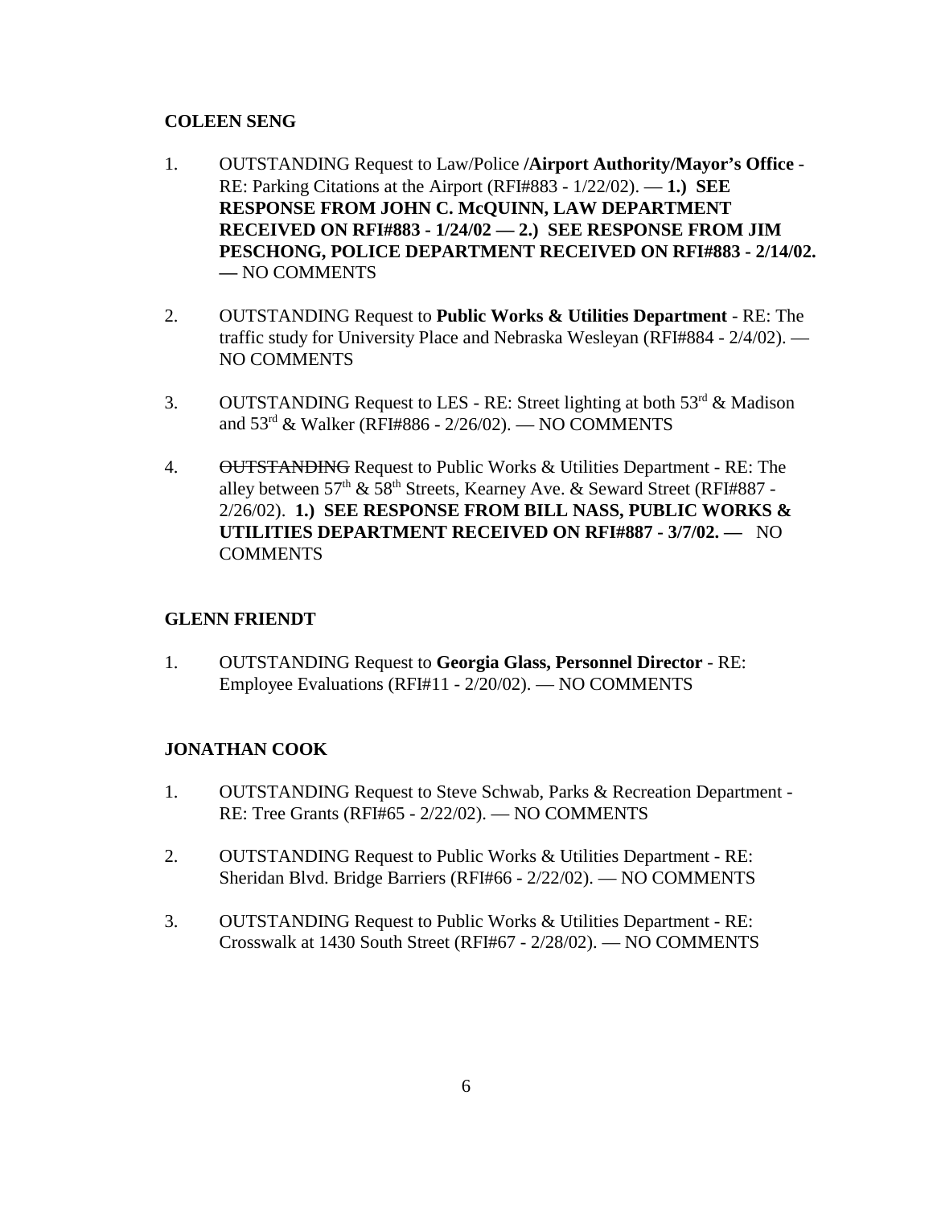**COLEEN SENG**

1. OUTSTANDING Request to Law/Police **/Airport Authority/Mayor's Office** - RE: Parking Citations at the Airport (RFI#883 - 1/22/02). — **1.) SEE RESPONSE FROM JOHN C. McQUINN, LAW DEPARTMENT RECEIVED ON RFI#883 - 1/24/02 — 2.) SEE RESPONSE FROM JIM PESCHONG, POLICE DEPARTMENT RECEIVED ON RFI#883 - 2/14/02. —** NO COMMENTS

2. OUTSTANDING Request to **Public Works & Utilities Department** - RE: The traffic study for University Place and Nebraska Wesleyan (RFI#884 - 2/4/02). — NO COMMENTS

3. OUTSTANDING Request to LES - RE: Street lighting at both 53rd & Madison and 53rd & Walker (RFI#886 - 2/26/02). — NO COMMENTS

4. ~~OUTSTANDING~~ Request to Public Works & Utilities Department - RE: The alley between 57th & 58th Streets, Kearney Ave. & Seward Street (RFI#887 - 2/26/02). **1.) SEE RESPONSE FROM BILL NASS, PUBLIC WORKS & UTILITIES DEPARTMENT RECEIVED ON RFI#887 - 3/7/02. —** NO COMMENTS

**GLENN FRIENDT**

1. OUTSTANDING Request to **Georgia Glass, Personnel Director** - RE: Employee Evaluations (RFI#11 - 2/20/02). — NO COMMENTS

**JONATHAN COOK**

1. OUTSTANDING Request to Steve Schwab, Parks & Recreation Department - RE: Tree Grants (RFI#65 - 2/22/02). — NO COMMENTS

2. OUTSTANDING Request to Public Works & Utilities Department - RE: Sheridan Blvd. Bridge Barriers (RFI#66 - 2/22/02). — NO COMMENTS

3. OUTSTANDING Request to Public Works & Utilities Department - RE: Crosswalk at 1430 South Street (RFI#67 - 2/28/02). — NO COMMENTS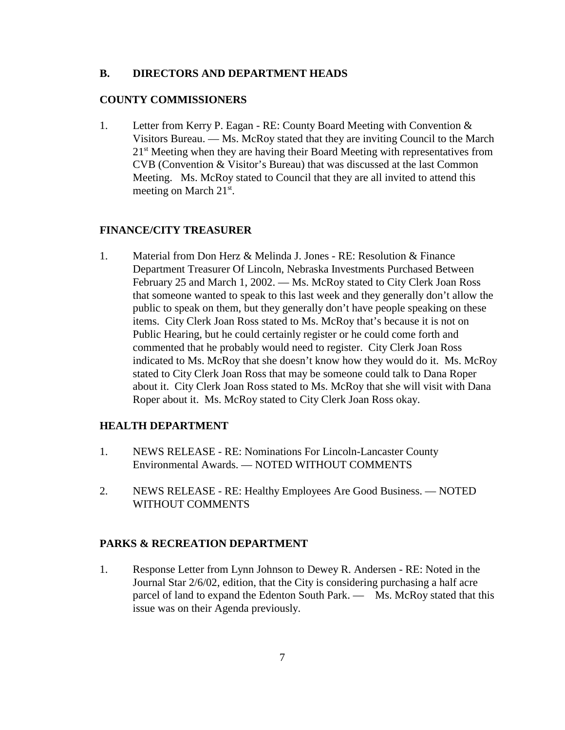**B. DIRECTORS AND DEPARTMENT HEADS**

**COUNTY COMMISSIONERS**

1. Letter from Kerry P. Eagan - RE: County Board Meeting with Convention & Visitors Bureau. — Ms. McRoy stated that they are inviting Council to the March 21st Meeting when they are having their Board Meeting with representatives from CVB (Convention & Visitor's Bureau) that was discussed at the last Common Meeting. Ms. McRoy stated to Council that they are all invited to attend this meeting on March 21st.

**FINANCE/CITY TREASURER**

1. Material from Don Herz & Melinda J. Jones - RE: Resolution & Finance Department Treasurer Of Lincoln, Nebraska Investments Purchased Between February 25 and March 1, 2002. — Ms. McRoy stated to City Clerk Joan Ross that someone wanted to speak to this last week and they generally don't allow the public to speak on them, but they generally don't have people speaking on these items. City Clerk Joan Ross stated to Ms. McRoy that's because it is not on Public Hearing, but he could certainly register or he could come forth and commented that he probably would need to register. City Clerk Joan Ross indicated to Ms. McRoy that she doesn't know how they would do it. Ms. McRoy stated to City Clerk Joan Ross that may be someone could talk to Dana Roper about it. City Clerk Joan Ross stated to Ms. McRoy that she will visit with Dana Roper about it. Ms. McRoy stated to City Clerk Joan Ross okay.

**HEALTH DEPARTMENT**

1. NEWS RELEASE - RE: Nominations For Lincoln-Lancaster County Environmental Awards. — NOTED WITHOUT COMMENTS

2. NEWS RELEASE - RE: Healthy Employees Are Good Business. — NOTED WITHOUT COMMENTS

**PARKS & RECREATION DEPARTMENT**

1. Response Letter from Lynn Johnson to Dewey R. Andersen - RE: Noted in the Journal Star 2/6/02, edition, that the City is considering purchasing a half acre parcel of land to expand the Edenton South Park. — Ms. McRoy stated that this issue was on their Agenda previously.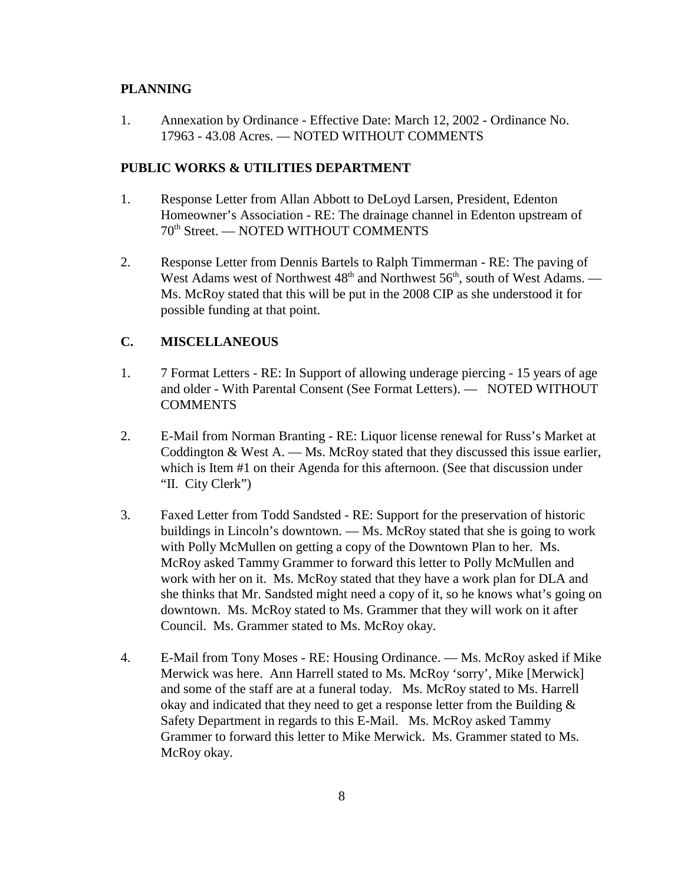**PLANNING**

1. Annexation by Ordinance - Effective Date: March 12, 2002 - Ordinance No. 17963 - 43.08 Acres. — NOTED WITHOUT COMMENTS

**PUBLIC WORKS & UTILITIES DEPARTMENT**

1. Response Letter from Allan Abbott to DeLoyd Larsen, President, Edenton Homeowner's Association - RE: The drainage channel in Edenton upstream of 70th Street. — NOTED WITHOUT COMMENTS

2. Response Letter from Dennis Bartels to Ralph Timmerman - RE: The paving of West Adams west of Northwest 48th and Northwest 56th, south of West Adams. — Ms. McRoy stated that this will be put in the 2008 CIP as she understood it for possible funding at that point.

**C. MISCELLANEOUS**

1. 7 Format Letters - RE: In Support of allowing underage piercing - 15 years of age and older - With Parental Consent (See Format Letters). — NOTED WITHOUT COMMENTS

2. E-Mail from Norman Branting - RE: Liquor license renewal for Russ's Market at Coddington & West A. — Ms. McRoy stated that they discussed this issue earlier, which is Item #1 on their Agenda for this afternoon. (See that discussion under "II. City Clerk")

3. Faxed Letter from Todd Sandsted - RE: Support for the preservation of historic buildings in Lincoln's downtown. — Ms. McRoy stated that she is going to work with Polly McMullen on getting a copy of the Downtown Plan to her. Ms. McRoy asked Tammy Grammer to forward this letter to Polly McMullen and work with her on it. Ms. McRoy stated that they have a work plan for DLA and she thinks that Mr. Sandsted might need a copy of it, so he knows what's going on downtown. Ms. McRoy stated to Ms. Grammer that they will work on it after Council. Ms. Grammer stated to Ms. McRoy okay.

4. E-Mail from Tony Moses - RE: Housing Ordinance. — Ms. McRoy asked if Mike Merwick was here. Ann Harrell stated to Ms. McRoy 'sorry', Mike [Merwick] and some of the staff are at a funeral today. Ms. McRoy stated to Ms. Harrell okay and indicated that they need to get a response letter from the Building & Safety Department in regards to this E-Mail. Ms. McRoy asked Tammy Grammer to forward this letter to Mike Merwick. Ms. Grammer stated to Ms. McRoy okay.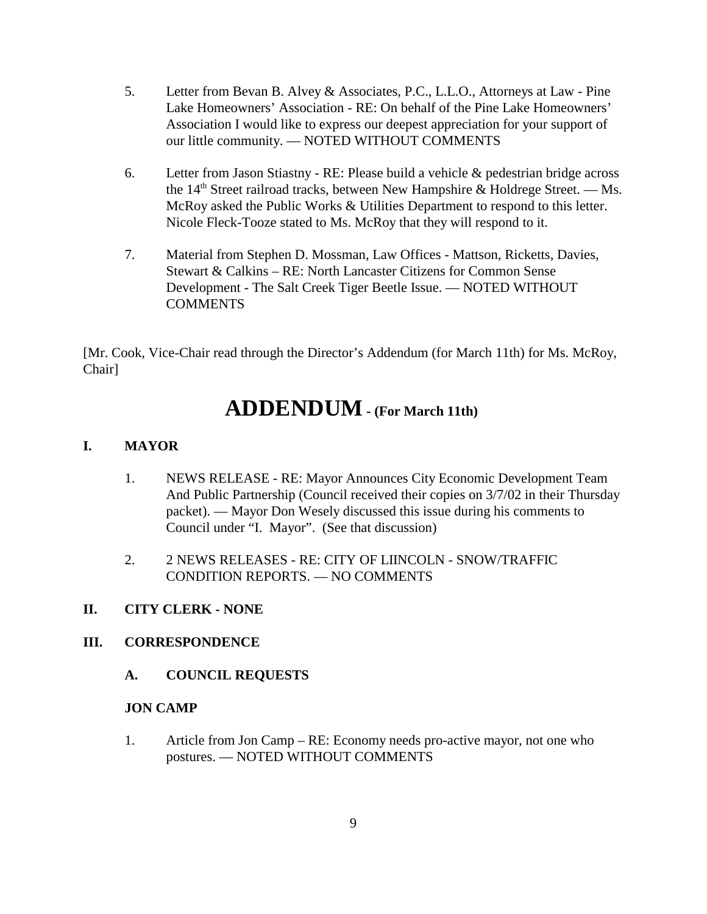5. Letter from Bevan B. Alvey & Associates, P.C., L.L.O., Attorneys at Law - Pine Lake Homeowners' Association - RE: On behalf of the Pine Lake Homeowners' Association I would like to express our deepest appreciation for your support of our little community. — NOTED WITHOUT COMMENTS

6. Letter from Jason Stiastny - RE: Please build a vehicle & pedestrian bridge across the 14th Street railroad tracks, between New Hampshire & Holdrege Street. — Ms. McRoy asked the Public Works & Utilities Department to respond to this letter. Nicole Fleck-Tooze stated to Ms. McRoy that they will respond to it.

7. Material from Stephen D. Mossman, Law Offices - Mattson, Ricketts, Davies, Stewart & Calkins – RE: North Lancaster Citizens for Common Sense Development - The Salt Creek Tiger Beetle Issue. — NOTED WITHOUT COMMENTS

[Mr. Cook, Vice-Chair read through the Director's Addendum (for March 11th) for Ms. McRoy, Chair]

# ADDENDUM - (For March 11th)

## I. MAYOR

1. NEWS RELEASE - RE: Mayor Announces City Economic Development Team And Public Partnership (Council received their copies on 3/7/02 in their Thursday packet). — Mayor Don Wesely discussed this issue during his comments to Council under "I. Mayor". (See that discussion)

2. 2 NEWS RELEASES - RE: CITY OF LIINCOLN - SNOW/TRAFFIC CONDITION REPORTS. — NO COMMENTS

## II. CITY CLERK - NONE

## III. CORRESPONDENCE

### A. COUNCIL REQUESTS

**JON CAMP**

1. Article from Jon Camp – RE: Economy needs pro-active mayor, not one who postures. — NOTED WITHOUT COMMENTS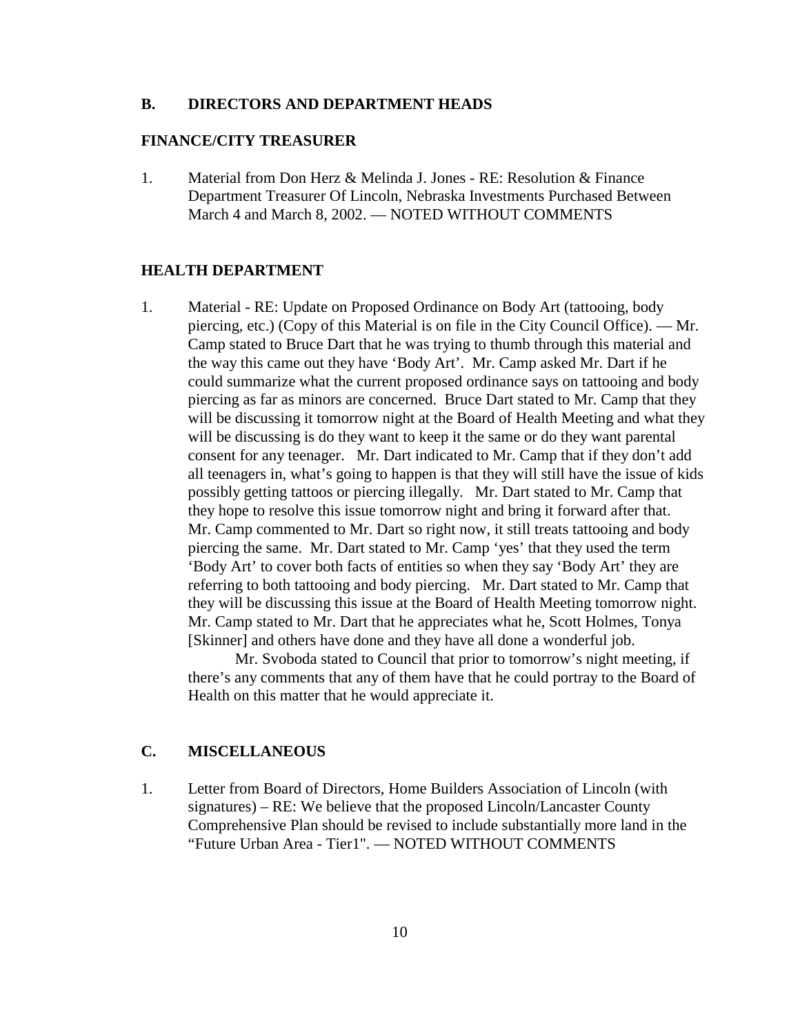## B. DIRECTORS AND DEPARTMENT HEADS

### FINANCE/CITY TREASURER

1. Material from Don Herz & Melinda J. Jones - RE: Resolution & Finance Department Treasurer Of Lincoln, Nebraska Investments Purchased Between March 4 and March 8, 2002. — NOTED WITHOUT COMMENTS

### HEALTH DEPARTMENT

1. Material - RE: Update on Proposed Ordinance on Body Art (tattooing, body piercing, etc.) (Copy of this Material is on file in the City Council Office). — Mr. Camp stated to Bruce Dart that he was trying to thumb through this material and the way this came out they have 'Body Art'. Mr. Camp asked Mr. Dart if he could summarize what the current proposed ordinance says on tattooing and body piercing as far as minors are concerned. Bruce Dart stated to Mr. Camp that they will be discussing it tomorrow night at the Board of Health Meeting and what they will be discussing is do they want to keep it the same or do they want parental consent for any teenager. Mr. Dart indicated to Mr. Camp that if they don't add all teenagers in, what's going to happen is that they will still have the issue of kids possibly getting tattoos or piercing illegally. Mr. Dart stated to Mr. Camp that they hope to resolve this issue tomorrow night and bring it forward after that. Mr. Camp commented to Mr. Dart so right now, it still treats tattooing and body piercing the same. Mr. Dart stated to Mr. Camp 'yes' that they used the term 'Body Art' to cover both facts of entities so when they say 'Body Art' they are referring to both tattooing and body piercing. Mr. Dart stated to Mr. Camp that they will be discussing this issue at the Board of Health Meeting tomorrow night. Mr. Camp stated to Mr. Dart that he appreciates what he, Scott Holmes, Tonya [Skinner] and others have done and they have all done a wonderful job.

   Mr. Svoboda stated to Council that prior to tomorrow's night meeting, if there's any comments that any of them have that he could portray to the Board of Health on this matter that he would appreciate it.

## C. MISCELLANEOUS

1. Letter from Board of Directors, Home Builders Association of Lincoln (with signatures) – RE: We believe that the proposed Lincoln/Lancaster County Comprehensive Plan should be revised to include substantially more land in the "Future Urban Area - Tier1". — NOTED WITHOUT COMMENTS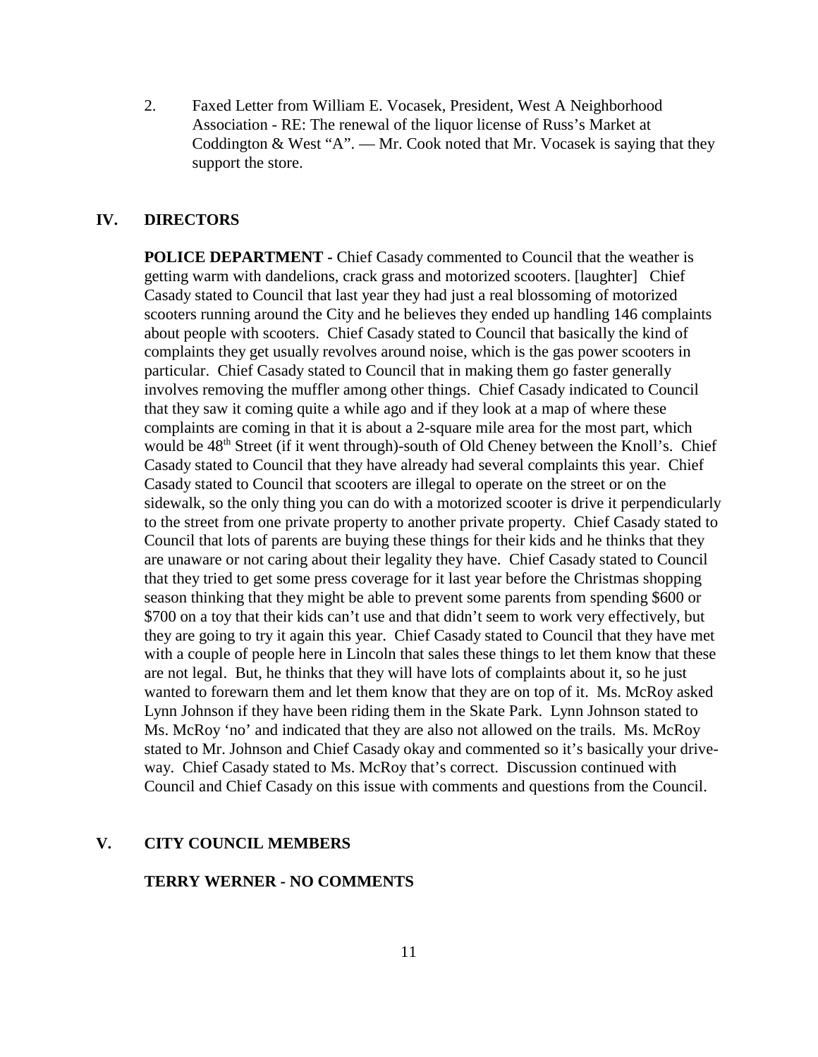2. Faxed Letter from William E. Vocasek, President, West A Neighborhood Association - RE: The renewal of the liquor license of Russ's Market at Coddington & West "A". — Mr. Cook noted that Mr. Vocasek is saying that they support the store.

## IV. DIRECTORS

**POLICE DEPARTMENT -** Chief Casady commented to Council that the weather is getting warm with dandelions, crack grass and motorized scooters. [laughter] Chief Casady stated to Council that last year they had just a real blossoming of motorized scooters running around the City and he believes they ended up handling 146 complaints about people with scooters. Chief Casady stated to Council that basically the kind of complaints they get usually revolves around noise, which is the gas power scooters in particular. Chief Casady stated to Council that in making them go faster generally involves removing the muffler among other things. Chief Casady indicated to Council that they saw it coming quite a while ago and if they look at a map of where these complaints are coming in that it is about a 2-square mile area for the most part, which would be 48th Street (if it went through)-south of Old Cheney between the Knoll's. Chief Casady stated to Council that they have already had several complaints this year. Chief Casady stated to Council that scooters are illegal to operate on the street or on the sidewalk, so the only thing you can do with a motorized scooter is drive it perpendicularly to the street from one private property to another private property. Chief Casady stated to Council that lots of parents are buying these things for their kids and he thinks that they are unaware or not caring about their legality they have. Chief Casady stated to Council that they tried to get some press coverage for it last year before the Christmas shopping season thinking that they might be able to prevent some parents from spending $600 or $700 on a toy that their kids can't use and that didn't seem to work very effectively, but they are going to try it again this year. Chief Casady stated to Council that they have met with a couple of people here in Lincoln that sales these things to let them know that these are not legal. But, he thinks that they will have lots of complaints about it, so he just wanted to forewarn them and let them know that they are on top of it. Ms. McRoy asked Lynn Johnson if they have been riding them in the Skate Park. Lynn Johnson stated to Ms. McRoy 'no' and indicated that they are also not allowed on the trails. Ms. McRoy stated to Mr. Johnson and Chief Casady okay and commented so it's basically your drive-way. Chief Casady stated to Ms. McRoy that's correct. Discussion continued with Council and Chief Casady on this issue with comments and questions from the Council.

## V. CITY COUNCIL MEMBERS

**TERRY WERNER - NO COMMENTS**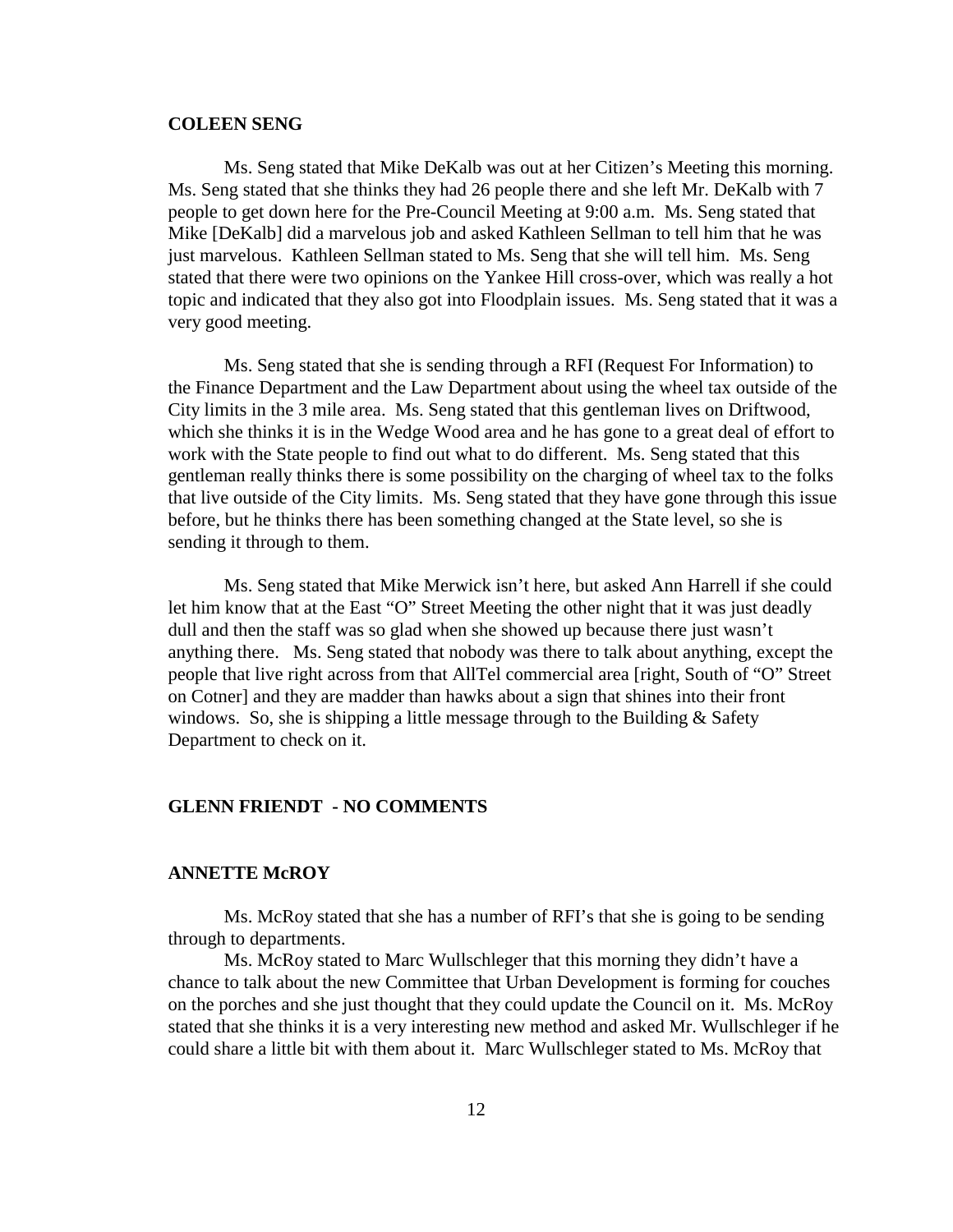**COLEEN SENG**

Ms. Seng stated that Mike DeKalb was out at her Citizen's Meeting this morning. Ms. Seng stated that she thinks they had 26 people there and she left Mr. DeKalb with 7 people to get down here for the Pre-Council Meeting at 9:00 a.m. Ms. Seng stated that Mike [DeKalb] did a marvelous job and asked Kathleen Sellman to tell him that he was just marvelous. Kathleen Sellman stated to Ms. Seng that she will tell him. Ms. Seng stated that there were two opinions on the Yankee Hill cross-over, which was really a hot topic and indicated that they also got into Floodplain issues. Ms. Seng stated that it was a very good meeting.

Ms. Seng stated that she is sending through a RFI (Request For Information) to the Finance Department and the Law Department about using the wheel tax outside of the City limits in the 3 mile area. Ms. Seng stated that this gentleman lives on Driftwood, which she thinks it is in the Wedge Wood area and he has gone to a great deal of effort to work with the State people to find out what to do different. Ms. Seng stated that this gentleman really thinks there is some possibility on the charging of wheel tax to the folks that live outside of the City limits. Ms. Seng stated that they have gone through this issue before, but he thinks there has been something changed at the State level, so she is sending it through to them.

Ms. Seng stated that Mike Merwick isn't here, but asked Ann Harrell if she could let him know that at the East "O" Street Meeting the other night that it was just deadly dull and then the staff was so glad when she showed up because there just wasn't anything there. Ms. Seng stated that nobody was there to talk about anything, except the people that live right across from that AllTel commercial area [right, South of "O" Street on Cotner] and they are madder than hawks about a sign that shines into their front windows. So, she is shipping a little message through to the Building & Safety Department to check on it.

**GLENN FRIENDT - NO COMMENTS**

**ANNETTE McROY**

Ms. McRoy stated that she has a number of RFI's that she is going to be sending through to departments.

Ms. McRoy stated to Marc Wullschleger that this morning they didn't have a chance to talk about the new Committee that Urban Development is forming for couches on the porches and she just thought that they could update the Council on it. Ms. McRoy stated that she thinks it is a very interesting new method and asked Mr. Wullschleger if he could share a little bit with them about it. Marc Wullschleger stated to Ms. McRoy that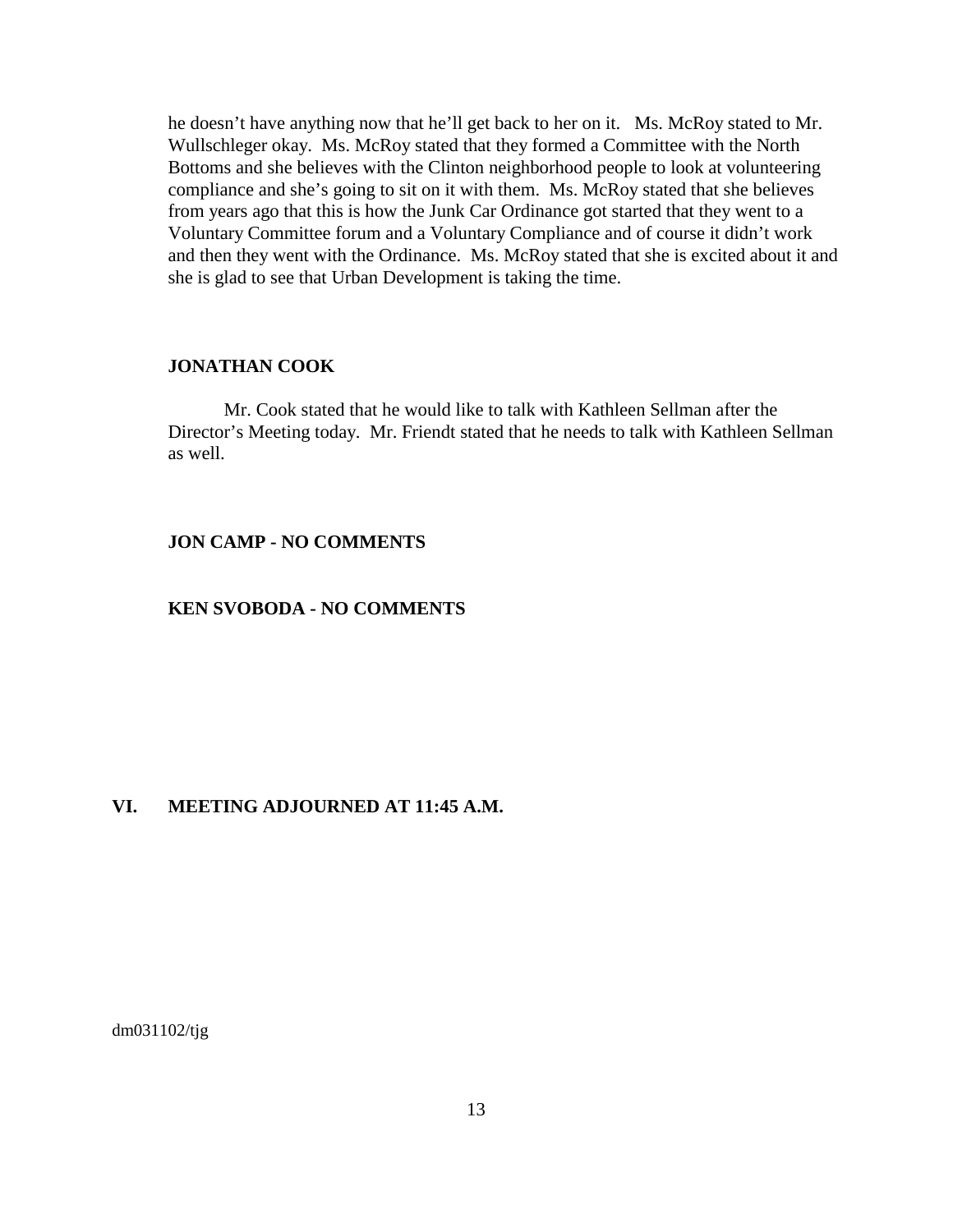he doesn't have anything now that he'll get back to her on it. Ms. McRoy stated to Mr. Wullschleger okay. Ms. McRoy stated that they formed a Committee with the North Bottoms and she believes with the Clinton neighborhood people to look at volunteering compliance and she's going to sit on it with them. Ms. McRoy stated that she believes from years ago that this is how the Junk Car Ordinance got started that they went to a Voluntary Committee forum and a Voluntary Compliance and of course it didn't work and then they went with the Ordinance. Ms. McRoy stated that she is excited about it and she is glad to see that Urban Development is taking the time.

**JONATHAN COOK**

Mr. Cook stated that he would like to talk with Kathleen Sellman after the Director's Meeting today. Mr. Friendt stated that he needs to talk with Kathleen Sellman as well.

**JON CAMP - NO COMMENTS**

**KEN SVOBODA - NO COMMENTS**

**VI. MEETING ADJOURNED AT 11:45 A.M.**

dm031102/tjg